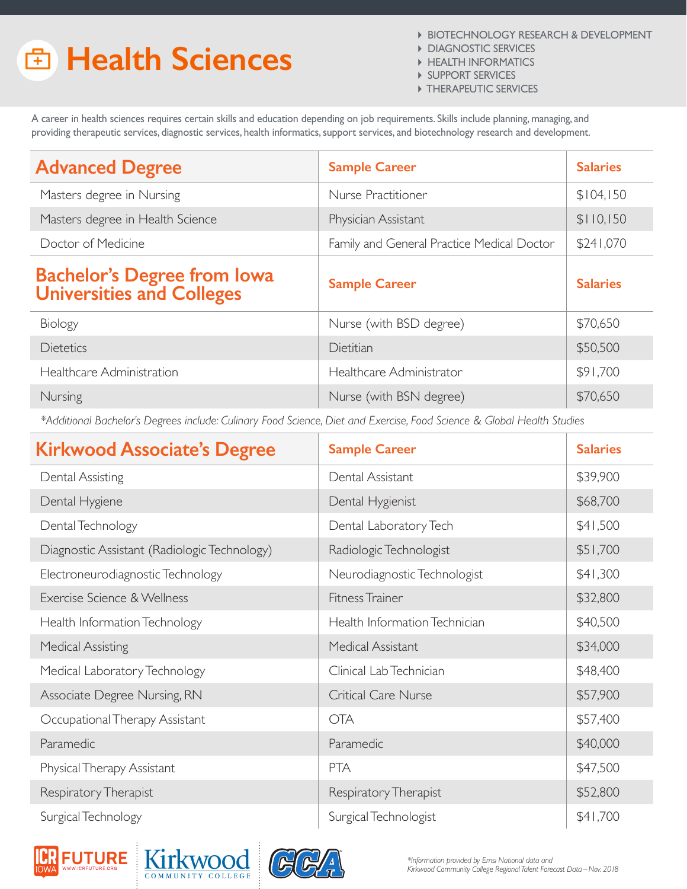# Health Sciences

- BIOTECHNOLOGY RESEARCH & DEVELOPMENT
- DIAGNOSTIC SERVICES
- HEALTH INFORMATICS
- SUPPORT SERVICES
- THERAPEUTIC SERVICES

A career in health sciences requires certain skills and education depending on job requirements. Skills include planning, managing, and providing therapeutic services, diagnostic services, health informatics, support services, and biotechnology research and development.

| Advanced Degree | Sample Career | Salaries |
|---|---|---|
| Masters degree in Nursing | Nurse Practitioner | $104,150 |
| Masters degree in Health Science | Physician Assistant | $110,150 |
| Doctor of Medicine | Family and General Practice Medical Doctor | $241,070 |

| Bachelor's Degree from Iowa Universities and Colleges | Sample Career | Salaries |
|---|---|---|
| Biology | Nurse (with BSD degree) | $70,650 |
| Dietetics | Dietitian | $50,500 |
| Healthcare Administration | Healthcare Administrator | $91,700 |
| Nursing | Nurse (with BSN degree) | $70,650 |

*\*Additional Bachelor's Degrees include: Culinary Food Science, Diet and Exercise, Food Science & Global Health Studies*

| Kirkwood Associate's Degree | Sample Career | Salaries |
|---|---|---|
| Dental Assisting | Dental Assistant | $39,900 |
| Dental Hygiene | Dental Hygienist | $68,700 |
| Dental Technology | Dental Laboratory Tech | $41,500 |
| Diagnostic Assistant (Radiologic Technology) | Radiologic Technologist | $51,700 |
| Electroneurodiagnostic Technology | Neurodiagnostic Technologist | $41,300 |
| Exercise Science & Wellness | Fitness Trainer | $32,800 |
| Health Information Technology | Health Information Technician | $40,500 |
| Medical Assisting | Medical Assistant | $34,000 |
| Medical Laboratory Technology | Clinical Lab Technician | $48,400 |
| Associate Degree Nursing, RN | Critical Care Nurse | $57,900 |
| Occupational Therapy Assistant | OTA | $57,400 |
| Paramedic | Paramedic | $40,000 |
| Physical Therapy Assistant | PTA | $47,500 |
| Respiratory Therapist | Respiratory Therapist | $52,800 |
| Surgical Technology | Surgical Technologist | $41,700 |

ICR IOWA FUTURE WWW.ICRFUTURE.ORG | Kirkwood COMMUNITY COLLEGE | CCA

*\*Information provided by Emsi National data and Kirkwood Community College Regional Talent Forecast Data – Nov. 2018*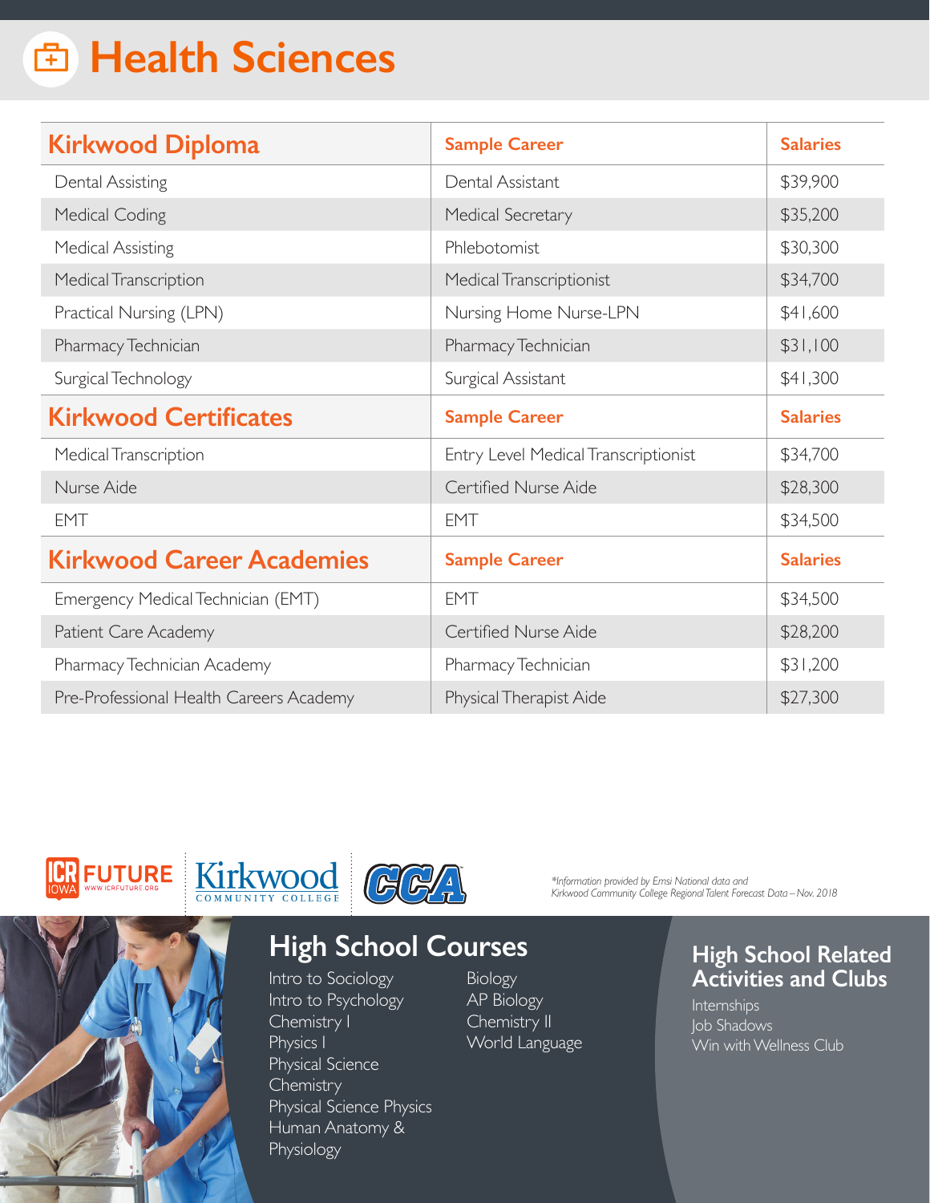# Health Sciences

| Kirkwood Diploma | Sample Career | Salaries |
|---|---|---|
| Dental Assisting | Dental Assistant | $39,900 |
| Medical Coding | Medical Secretary | $35,200 |
| Medical Assisting | Phlebotomist | $30,300 |
| Medical Transcription | Medical Transcriptionist | $34,700 |
| Practical Nursing (LPN) | Nursing Home Nurse-LPN | $41,600 |
| Pharmacy Technician | Pharmacy Technician | $31,100 |
| Surgical Technology | Surgical Assistant | $41,300 |
| **Kirkwood Certificates** | **Sample Career** | **Salaries** |
| Medical Transcription | Entry Level Medical Transcriptionist | $34,700 |
| Nurse Aide | Certified Nurse Aide | $28,300 |
| EMT | EMT | $34,500 |
| **Kirkwood Career Academies** | **Sample Career** | **Salaries** |
| Emergency Medical Technician (EMT) | EMT | $34,500 |
| Patient Care Academy | Certified Nurse Aide | $28,200 |
| Pharmacy Technician Academy | Pharmacy Technician | $31,200 |
| Pre-Professional Health Careers Academy | Physical Therapist Aide | $27,300 |

ICR FUTURE IOWA WWW.ICRFUTURE.ORG | Kirkwood COMMUNITY COLLEGE | CCA

*\*Information provided by Emsi National data and Kirkwood Community College Regional Talent Forecast Data – Nov. 2018*

## High School Courses

- Intro to Sociology
- Intro to Psychology
- Chemistry I
- Physics I
- Physical Science
- Chemistry
- Physical Science Physics
- Human Anatomy & Physiology
- Biology
- AP Biology
- Chemistry II
- World Language

## High School Related Activities and Clubs

- Internships
- Job Shadows
- Win with Wellness Club